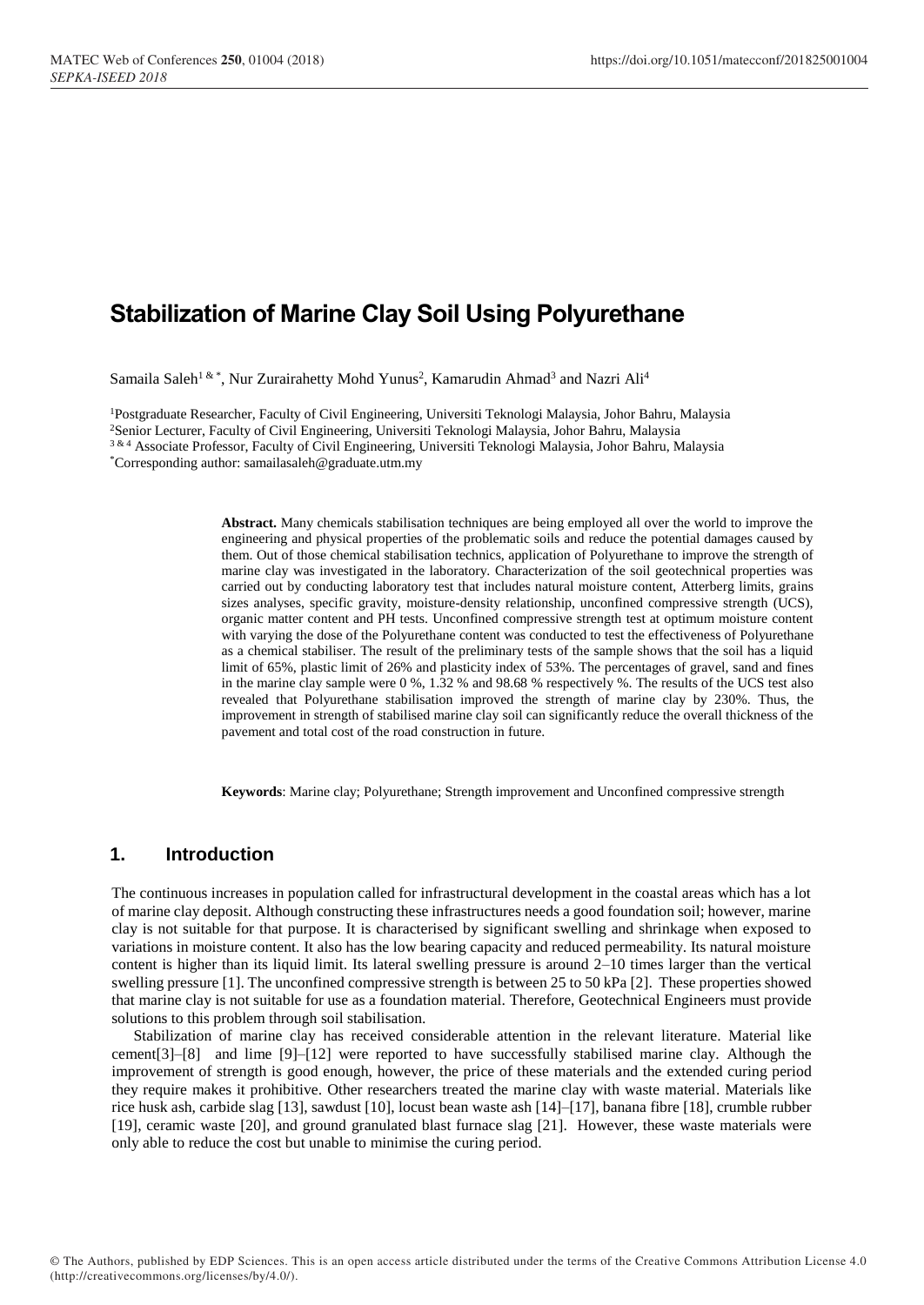# Stabilization of Marine Clay Soil Using Polyurethane

Samaila Saleh[1 & *], Nur Zurairahetty Mohd Yunus[2], Kamarudin Ahmad[3] and Nazri Ali[4]

[1]Postgraduate Researcher, Faculty of Civil Engineering, Universiti Teknologi Malaysia, Johor Bahru, Malaysia
[2]Senior Lecturer, Faculty of Civil Engineering, Universiti Teknologi Malaysia, Johor Bahru, Malaysia
[3 & 4] Associate Professor, Faculty of Civil Engineering, Universiti Teknologi Malaysia, Johor Bahru, Malaysia
[*]Corresponding author: samailasaleh@graduate.utm.my

**Abstract.** Many chemicals stabilisation techniques are being employed all over the world to improve the engineering and physical properties of the problematic soils and reduce the potential damages caused by them. Out of those chemical stabilisation technics, application of Polyurethane to improve the strength of marine clay was investigated in the laboratory. Characterization of the soil geotechnical properties was carried out by conducting laboratory test that includes natural moisture content, Atterberg limits, grains sizes analyses, specific gravity, moisture-density relationship, unconfined compressive strength (UCS), organic matter content and PH tests. Unconfined compressive strength test at optimum moisture content with varying the dose of the Polyurethane content was conducted to test the effectiveness of Polyurethane as a chemical stabiliser. The result of the preliminary tests of the sample shows that the soil has a liquid limit of 65%, plastic limit of 26% and plasticity index of 53%. The percentages of gravel, sand and fines in the marine clay sample were 0 %, 1.32 % and 98.68 % respectively %. The results of the UCS test also revealed that Polyurethane stabilisation improved the strength of marine clay by 230%. Thus, the improvement in strength of stabilised marine clay soil can significantly reduce the overall thickness of the pavement and total cost of the road construction in future.

**Keywords**: Marine clay; Polyurethane; Strength improvement and Unconfined compressive strength

## 1. Introduction

The continuous increases in population called for infrastructural development in the coastal areas which has a lot of marine clay deposit. Although constructing these infrastructures needs a good foundation soil; however, marine clay is not suitable for that purpose. It is characterised by significant swelling and shrinkage when exposed to variations in moisture content. It also has the low bearing capacity and reduced permeability. Its natural moisture content is higher than its liquid limit. Its lateral swelling pressure is around 2–10 times larger than the vertical swelling pressure [1]. The unconfined compressive strength is between 25 to 50 kPa [2]. These properties showed that marine clay is not suitable for use as a foundation material. Therefore, Geotechnical Engineers must provide solutions to this problem through soil stabilisation.

Stabilization of marine clay has received considerable attention in the relevant literature. Material like cement[3]–[8] and lime [9]–[12] were reported to have successfully stabilised marine clay. Although the improvement of strength is good enough, however, the price of these materials and the extended curing period they require makes it prohibitive. Other researchers treated the marine clay with waste material. Materials like rice husk ash, carbide slag [13], sawdust [10], locust bean waste ash [14]–[17], banana fibre [18], crumble rubber [19], ceramic waste [20], and ground granulated blast furnace slag [21]. However, these waste materials were only able to reduce the cost but unable to minimise the curing period.

© The Authors, published by EDP Sciences. This is an open access article distributed under the terms of the Creative Commons Attribution License 4.0 (http://creativecommons.org/licenses/by/4.0/).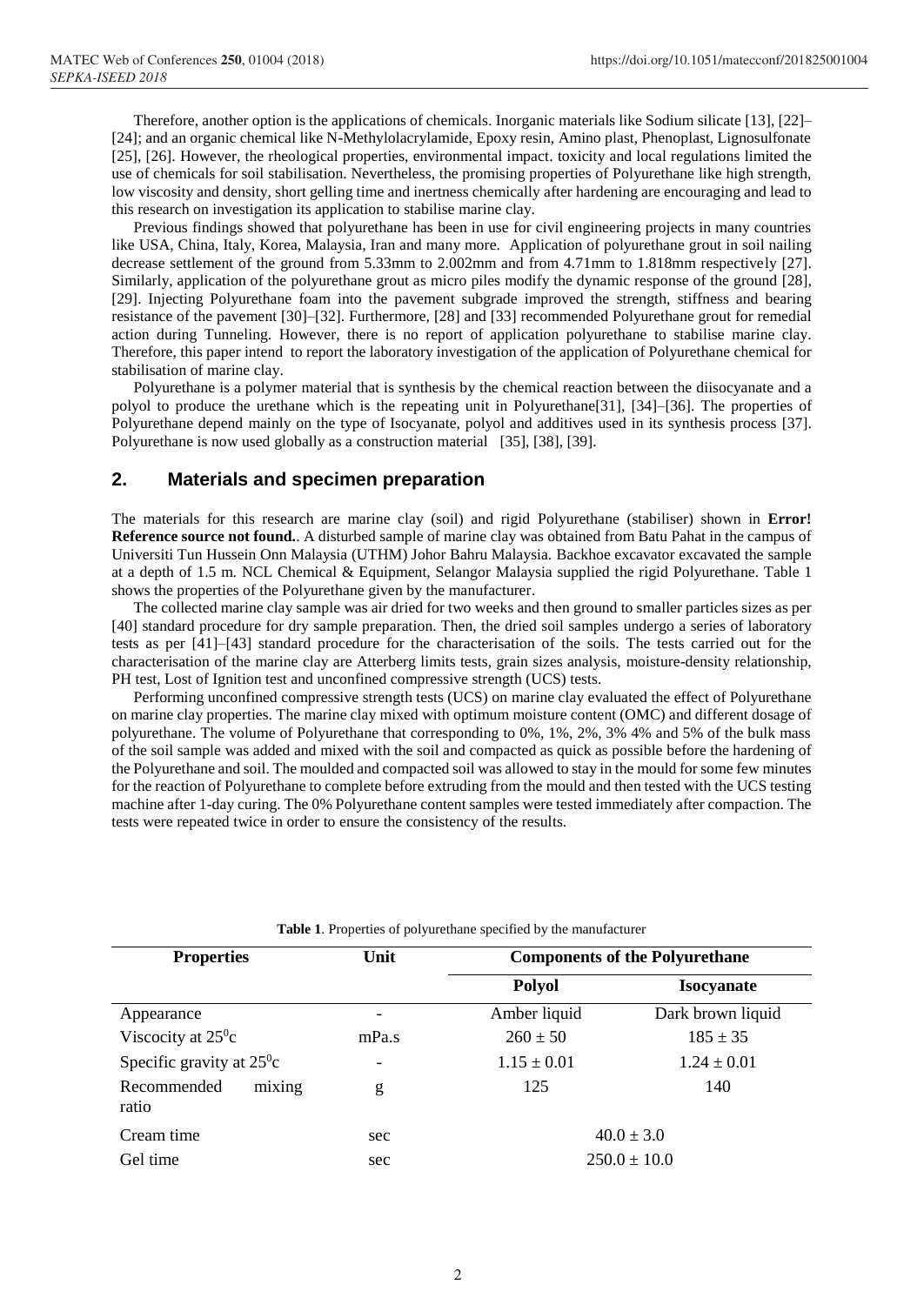Therefore, another option is the applications of chemicals. Inorganic materials like Sodium silicate [13], [22]–[24]; and an organic chemical like N-Methylolacrylamide, Epoxy resin, Amino plast, Phenoplast, Lignosulfonate [25], [26]. However, the rheological properties, environmental impact. toxicity and local regulations limited the use of chemicals for soil stabilisation. Nevertheless, the promising properties of Polyurethane like high strength, low viscosity and density, short gelling time and inertness chemically after hardening are encouraging and lead to this research on investigation its application to stabilise marine clay.

Previous findings showed that polyurethane has been in use for civil engineering projects in many countries like USA, China, Italy, Korea, Malaysia, Iran and many more. Application of polyurethane grout in soil nailing decrease settlement of the ground from 5.33mm to 2.002mm and from 4.71mm to 1.818mm respectively [27]. Similarly, application of the polyurethane grout as micro piles modify the dynamic response of the ground [28], [29]. Injecting Polyurethane foam into the pavement subgrade improved the strength, stiffness and bearing resistance of the pavement [30]–[32]. Furthermore, [28] and [33] recommended Polyurethane grout for remedial action during Tunneling. However, there is no report of application polyurethane to stabilise marine clay. Therefore, this paper intend to report the laboratory investigation of the application of Polyurethane chemical for stabilisation of marine clay.

Polyurethane is a polymer material that is synthesis by the chemical reaction between the diisocyanate and a polyol to produce the urethane which is the repeating unit in Polyurethane[31], [34]–[36]. The properties of Polyurethane depend mainly on the type of Isocyanate, polyol and additives used in its synthesis process [37]. Polyurethane is now used globally as a construction material [35], [38], [39].

## 2. Materials and specimen preparation

The materials for this research are marine clay (soil) and rigid Polyurethane (stabiliser) shown in **Error! Reference source not found.**. A disturbed sample of marine clay was obtained from Batu Pahat in the campus of Universiti Tun Hussein Onn Malaysia (UTHM) Johor Bahru Malaysia. Backhoe excavator excavated the sample at a depth of 1.5 m. NCL Chemical & Equipment, Selangor Malaysia supplied the rigid Polyurethane. Table 1 shows the properties of the Polyurethane given by the manufacturer.

The collected marine clay sample was air dried for two weeks and then ground to smaller particles sizes as per [40] standard procedure for dry sample preparation. Then, the dried soil samples undergo a series of laboratory tests as per [41]–[43] standard procedure for the characterisation of the soils. The tests carried out for the characterisation of the marine clay are Atterberg limits tests, grain sizes analysis, moisture-density relationship, PH test, Lost of Ignition test and unconfined compressive strength (UCS) tests.

Performing unconfined compressive strength tests (UCS) on marine clay evaluated the effect of Polyurethane on marine clay properties. The marine clay mixed with optimum moisture content (OMC) and different dosage of polyurethane. The volume of Polyurethane that corresponding to 0%, 1%, 2%, 3% 4% and 5% of the bulk mass of the soil sample was added and mixed with the soil and compacted as quick as possible before the hardening of the Polyurethane and soil. The moulded and compacted soil was allowed to stay in the mould for some few minutes for the reaction of Polyurethane to complete before extruding from the mould and then tested with the UCS testing machine after 1-day curing. The 0% Polyurethane content samples were tested immediately after compaction. The tests were repeated twice in order to ensure the consistency of the results.

**Table 1**. Properties of polyurethane specified by the manufacturer

| Properties | Unit | Components of the Polyurethane | |
|---|---|---|---|
| | | **Polyol** | **Isocyanate** |
| Appearance | - | Amber liquid | Dark brown liquid |
| Viscocity at $25^0$c | mPa.s | $260 \pm 50$ | $185 \pm 35$ |
| Specific gravity at $25^0$c | - | $1.15 \pm 0.01$ | $1.24 \pm 0.01$ |
| Recommended mixing ratio | g | 125 | 140 |
| Cream time | sec | $40.0 \pm 3.0$ | |
| Gel time | sec | $250.0 \pm 10.0$ | |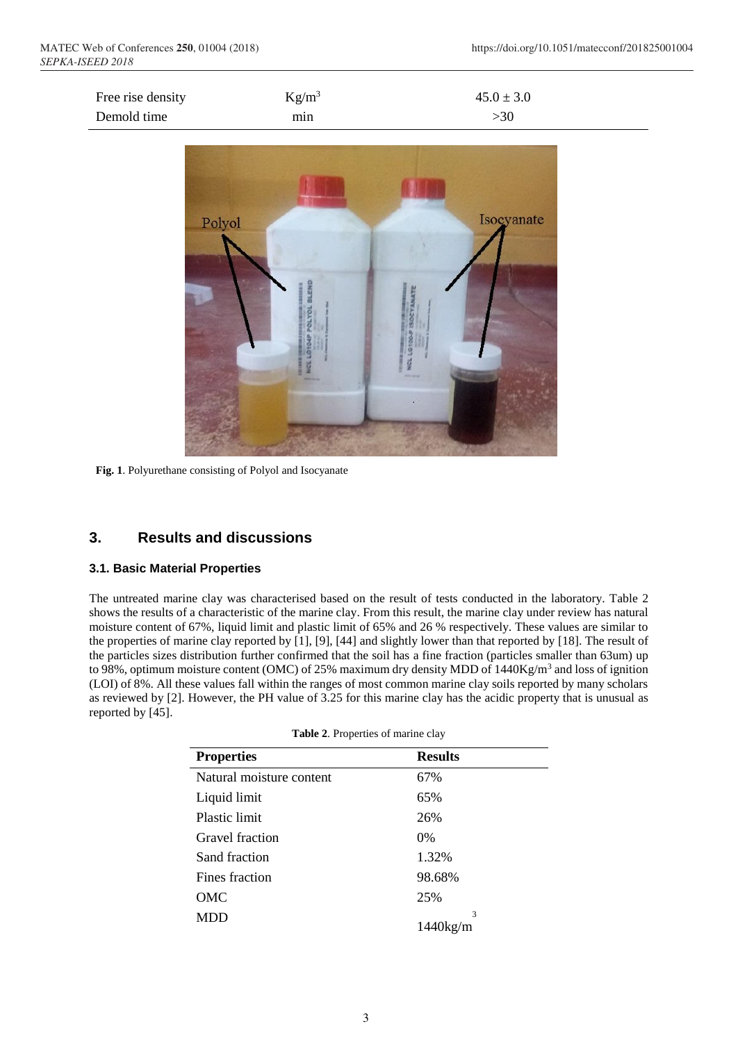| Free rise density | $Kg/m^3$ | $45.0 \pm 3.0$ |
|---|---|---|
| Demold time | min | >30 |

**Fig. 1**. Polyurethane consisting of Polyol and Isocyanate

## 3. Results and discussions

### 3.1. Basic Material Properties

The untreated marine clay was characterised based on the result of tests conducted in the laboratory. Table 2 shows the results of a characteristic of the marine clay. From this result, the marine clay under review has natural moisture content of 67%, liquid limit and plastic limit of 65% and 26 % respectively. These values are similar to the properties of marine clay reported by [1], [9], [44] and slightly lower than that reported by [18]. The result of the particles sizes distribution further confirmed that the soil has a fine fraction (particles smaller than 63um) up to 98%, optimum moisture content (OMC) of 25% maximum dry density MDD of $1440Kg/m^3$ and loss of ignition (LOI) of 8%. All these values fall within the ranges of most common marine clay soils reported by many scholars as reviewed by [2]. However, the PH value of 3.25 for this marine clay has the acidic property that is unusual as reported by [45].

**Table 2**. Properties of marine clay

| Properties | Results |
|---|---|
| Natural moisture content | 67% |
| Liquid limit | 65% |
| Plastic limit | 26% |
| Gravel fraction | 0% |
| Sand fraction | 1.32% |
| Fines fraction | 98.68% |
| OMC | 25% |
| MDD | $1440kg/m^3$ |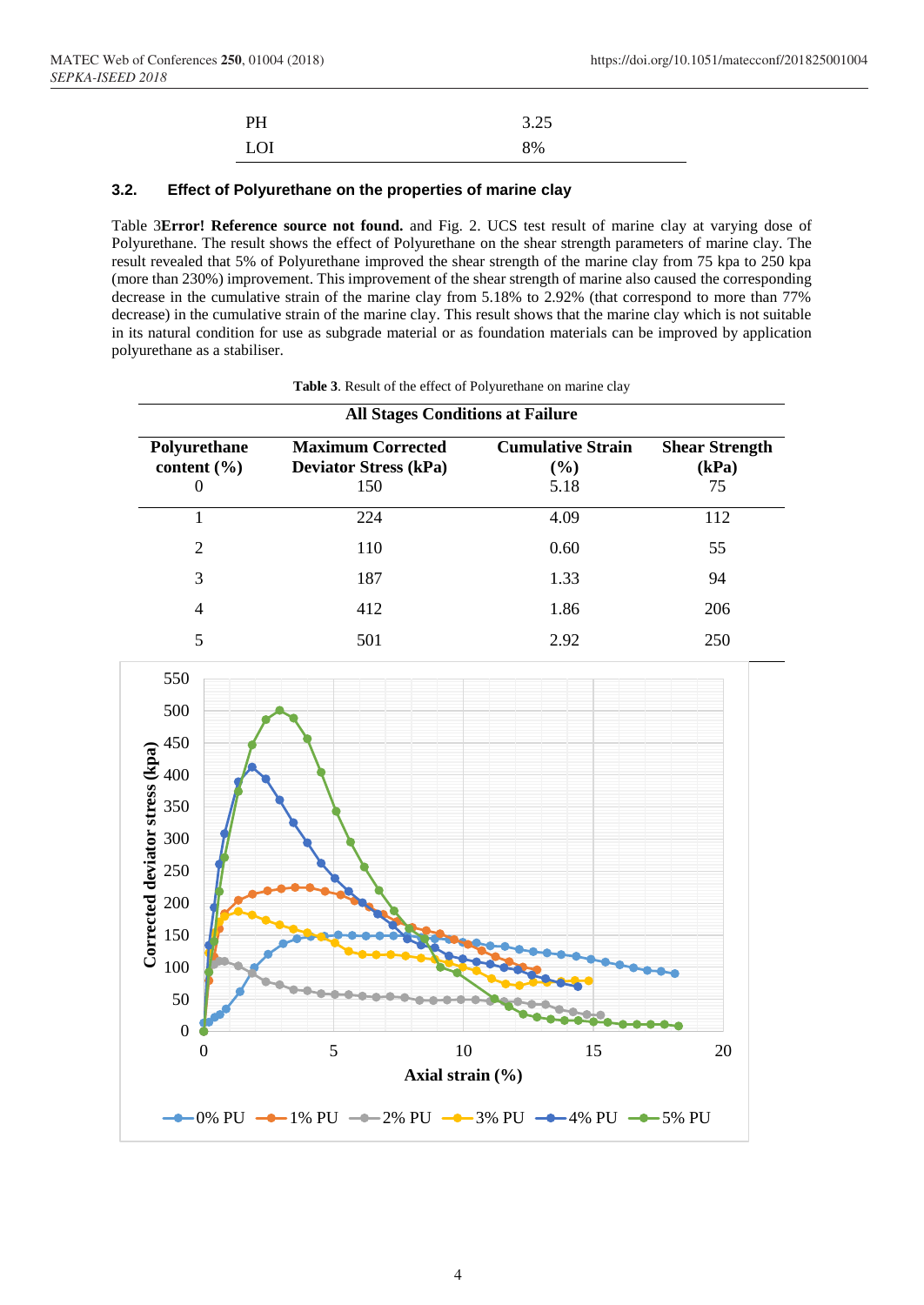| PH | 3.25 |
|---|---|
| LOI | 8% |

### 3.2. Effect of Polyurethane on the properties of marine clay

Table 3**Error! Reference source not found.** and Fig. 2. UCS test result of marine clay at varying dose of Polyurethane. The result shows the effect of Polyurethane on the shear strength parameters of marine clay. The result revealed that 5% of Polyurethane improved the shear strength of the marine clay from 75 kpa to 250 kpa (more than 230%) improvement. This improvement of the shear strength of marine also caused the corresponding decrease in the cumulative strain of the marine clay from 5.18% to 2.92% (that correspond to more than 77% decrease) in the cumulative strain of the marine clay. This result shows that the marine clay which is not suitable in its natural condition for use as subgrade material or as foundation materials can be improved by application polyurethane as a stabiliser.

**Table 3**. Result of the effect of Polyurethane on marine clay

| **All Stages Conditions at Failure** | | | |
|---|---|---|---|
| **Polyurethane content (%)** | **Maximum Corrected Deviator Stress (kPa)** | **Cumulative Strain (%)** | **Shear Strength (kPa)** |
| 0 | 150 | 5.18 | 75 |
| 1 | 224 | 4.09 | 112 |
| 2 | 110 | 0.60 | 55 |
| 3 | 187 | 1.33 | 94 |
| 4 | 412 | 1.86 | 206 |
| 5 | 501 | 2.92 | 250 |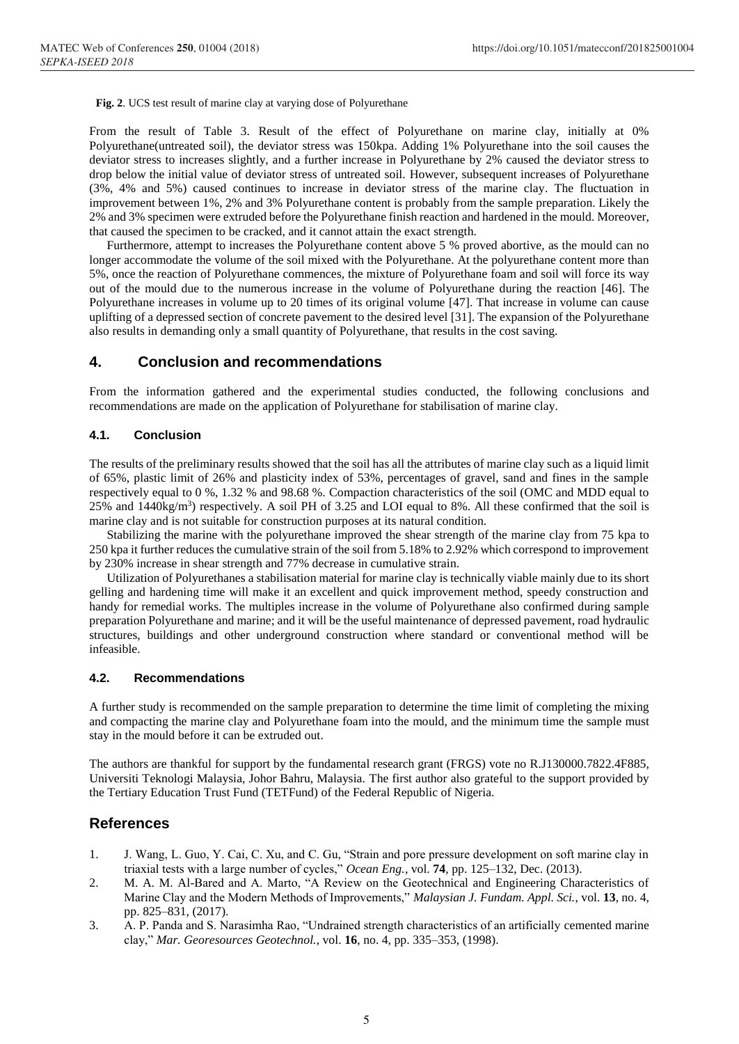**Fig. 2**. UCS test result of marine clay at varying dose of Polyurethane

From the result of Table 3. Result of the effect of Polyurethane on marine clay, initially at 0% Polyurethane(untreated soil), the deviator stress was 150kpa. Adding 1% Polyurethane into the soil causes the deviator stress to increases slightly, and a further increase in Polyurethane by 2% caused the deviator stress to drop below the initial value of deviator stress of untreated soil. However, subsequent increases of Polyurethane (3%, 4% and 5%) caused continues to increase in deviator stress of the marine clay. The fluctuation in improvement between 1%, 2% and 3% Polyurethane content is probably from the sample preparation. Likely the 2% and 3% specimen were extruded before the Polyurethane finish reaction and hardened in the mould. Moreover, that caused the specimen to be cracked, and it cannot attain the exact strength.

Furthermore, attempt to increases the Polyurethane content above 5 % proved abortive, as the mould can no longer accommodate the volume of the soil mixed with the Polyurethane. At the polyurethane content more than 5%, once the reaction of Polyurethane commences, the mixture of Polyurethane foam and soil will force its way out of the mould due to the numerous increase in the volume of Polyurethane during the reaction [46]. The Polyurethane increases in volume up to 20 times of its original volume [47]. That increase in volume can cause uplifting of a depressed section of concrete pavement to the desired level [31]. The expansion of the Polyurethane also results in demanding only a small quantity of Polyurethane, that results in the cost saving.

## 4. Conclusion and recommendations

From the information gathered and the experimental studies conducted, the following conclusions and recommendations are made on the application of Polyurethane for stabilisation of marine clay.

### 4.1. Conclusion

The results of the preliminary results showed that the soil has all the attributes of marine clay such as a liquid limit of 65%, plastic limit of 26% and plasticity index of 53%, percentages of gravel, sand and fines in the sample respectively equal to 0 %, 1.32 % and 98.68 %. Compaction characteristics of the soil (OMC and MDD equal to 25% and 1440kg/m$^3$) respectively. A soil PH of 3.25 and LOI equal to 8%. All these confirmed that the soil is marine clay and is not suitable for construction purposes at its natural condition.

Stabilizing the marine with the polyurethane improved the shear strength of the marine clay from 75 kpa to 250 kpa it further reduces the cumulative strain of the soil from 5.18% to 2.92% which correspond to improvement by 230% increase in shear strength and 77% decrease in cumulative strain.

Utilization of Polyurethanes a stabilisation material for marine clay is technically viable mainly due to its short gelling and hardening time will make it an excellent and quick improvement method, speedy construction and handy for remedial works. The multiples increase in the volume of Polyurethane also confirmed during sample preparation Polyurethane and marine; and it will be the useful maintenance of depressed pavement, road hydraulic structures, buildings and other underground construction where standard or conventional method will be infeasible.

### 4.2. Recommendations

A further study is recommended on the sample preparation to determine the time limit of completing the mixing and compacting the marine clay and Polyurethane foam into the mould, and the minimum time the sample must stay in the mould before it can be extruded out.

The authors are thankful for support by the fundamental research grant (FRGS) vote no R.J130000.7822.4F885, Universiti Teknologi Malaysia, Johor Bahru, Malaysia. The first author also grateful to the support provided by the Tertiary Education Trust Fund (TETFund) of the Federal Republic of Nigeria.

## References

1. J. Wang, L. Guo, Y. Cai, C. Xu, and C. Gu, "Strain and pore pressure development on soft marine clay in triaxial tests with a large number of cycles," *Ocean Eng.*, vol. **74**, pp. 125–132, Dec. (2013).
2. M. A. M. Al-Bared and A. Marto, "A Review on the Geotechnical and Engineering Characteristics of Marine Clay and the Modern Methods of Improvements," *Malaysian J. Fundam. Appl. Sci.*, vol. **13**, no. 4, pp. 825–831, (2017).
3. A. P. Panda and S. Narasimha Rao, "Undrained strength characteristics of an artificially cemented marine clay," *Mar. Georesources Geotechnol.*, vol. **16**, no. 4, pp. 335–353, (1998).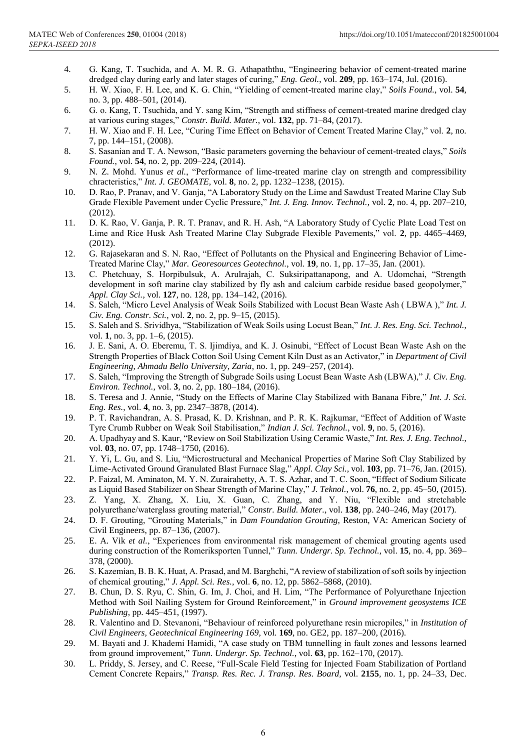4. G. Kang, T. Tsuchida, and A. M. R. G. Athapaththu, "Engineering behavior of cement-treated marine dredged clay during early and later stages of curing," *Eng. Geol.*, vol. **209**, pp. 163–174, Jul. (2016).
5. H. W. Xiao, F. H. Lee, and K. G. Chin, "Yielding of cement-treated marine clay," *Soils Found.*, vol. **54**, no. 3, pp. 488–501, (2014).
6. G. o. Kang, T. Tsuchida, and Y. sang Kim, "Strength and stiffness of cement-treated marine dredged clay at various curing stages," *Constr. Build. Mater.*, vol. **132**, pp. 71–84, (2017).
7. H. W. Xiao and F. H. Lee, "Curing Time Effect on Behavior of Cement Treated Marine Clay," vol. **2**, no. 7, pp. 144–151, (2008).
8. S. Sasanian and T. A. Newson, "Basic parameters governing the behaviour of cement-treated clays," *Soils Found.*, vol. **54**, no. 2, pp. 209–224, (2014).
9. N. Z. Mohd. Yunus *et al.*, "Performance of lime-treated marine clay on strength and compressibility chracteristics," *Int. J. GEOMATE*, vol. **8**, no. 2, pp. 1232–1238, (2015).
10. D. Rao, P. Pranav, and V. Ganja, "A Laboratory Study on the Lime and Sawdust Treated Marine Clay Sub Grade Flexible Pavement under Cyclic Pressure," *Int. J. Eng. Innov. Technol.*, vol. **2**, no. 4, pp. 207–210, (2012).
11. D. K. Rao, V. Ganja, P. R. T. Pranav, and R. H. Ash, "A Laboratory Study of Cyclic Plate Load Test on Lime and Rice Husk Ash Treated Marine Clay Subgrade Flexible Pavements," vol. **2**, pp. 4465–4469, (2012).
12. G. Rajasekaran and S. N. Rao, "Effect of Pollutants on the Physical and Engineering Behavior of Lime-Treated Marine Clay," *Mar. Georesources Geotechnol.*, vol. **19**, no. 1, pp. 17–35, Jan. (2001).
13. C. Phetchuay, S. Horpibulsuk, A. Arulrajah, C. Suksiripattanapong, and A. Udomchai, "Strength development in soft marine clay stabilized by fly ash and calcium carbide residue based geopolymer," *Appl. Clay Sci.*, vol. **127**, no. 128, pp. 134–142, (2016).
14. S. Saleh, "Micro Level Analysis of Weak Soils Stabilized with Locust Bean Waste Ash ( LBWA )," *Int. J. Civ. Eng. Constr. Sci.*, vol. **2**, no. 2, pp. 9–15, (2015).
15. S. Saleh and S. Srividhya, "Stabilization of Weak Soils using Locust Bean," *Int. J. Res. Eng. Sci. Technol.*, vol. **1**, no. 3, pp. 1–6, (2015).
16. J. E. Sani, A. O. Eberemu, T. S. Ijimdiya, and K. J. Osinubi, "Effect of Locust Bean Waste Ash on the Strength Properties of Black Cotton Soil Using Cement Kiln Dust as an Activator," in *Department of Civil Engineering, Ahmadu Bello University, Zaria*, no. 1, pp. 249–257, (2014).
17. S. Saleh, "Improving the Strength of Subgrade Soils using Locust Bean Waste Ash (LBWA)," *J. Civ. Eng. Environ. Technol.*, vol. **3**, no. 2, pp. 180–184, (2016).
18. S. Teresa and J. Annie, "Study on the Effects of Marine Clay Stabilized with Banana Fibre," *Int. J. Sci. Eng. Res.*, vol. **4**, no. 3, pp. 2347–3878, (2014).
19. P. T. Ravichandran, A. S. Prasad, K. D. Krishnan, and P. R. K. Rajkumar, "Effect of Addition of Waste Tyre Crumb Rubber on Weak Soil Stabilisation," *Indian J. Sci. Technol.*, vol. **9**, no. 5, (2016).
20. A. Upadhyay and S. Kaur, "Review on Soil Stabilization Using Ceramic Waste," *Int. Res. J. Eng. Technol.*, vol. **03**, no. 07, pp. 1748–1750, (2016).
21. Y. Yi, L. Gu, and S. Liu, "Microstructural and Mechanical Properties of Marine Soft Clay Stabilized by Lime-Activated Ground Granulated Blast Furnace Slag," *Appl. Clay Sci.*, vol. **103**, pp. 71–76, Jan. (2015).
22. P. Faizal, M. Aminaton, M. Y. N. Zurairahetty, A. T. S. Azhar, and T. C. Soon, "Effect of Sodium Silicate as Liquid Based Stabilizer on Shear Strength of Marine Clay," *J. Teknol.*, vol. **76**, no. 2, pp. 45–50, (2015).
23. Z. Yang, X. Zhang, X. Liu, X. Guan, C. Zhang, and Y. Niu, "Flexible and stretchable polyurethane/waterglass grouting material," *Constr. Build. Mater.*, vol. **138**, pp. 240–246, May (2017).
24. D. F. Grouting, "Grouting Materials," in *Dam Foundation Grouting*, Reston, VA: American Society of Civil Engineers, pp. 87–136, (2007).
25. E. A. Vik *et al.*, "Experiences from environmental risk management of chemical grouting agents used during construction of the Romeriksporten Tunnel," *Tunn. Undergr. Sp. Technol.*, vol. **15**, no. 4, pp. 369–378, (2000).
26. S. Kazemian, B. B. K. Huat, A. Prasad, and M. Barghchi, "A review of stabilization of soft soils by injection of chemical grouting," *J. Appl. Sci. Res.*, vol. **6**, no. 12, pp. 5862–5868, (2010).
27. B. Chun, D. S. Ryu, C. Shin, G. Im, J. Choi, and H. Lim, "The Performance of Polyurethane Injection Method with Soil Nailing System for Ground Reinforcement," in *Ground improvement geosystems ICE Publishing*, pp. 445–451, (1997).
28. R. Valentino and D. Stevanoni, "Behaviour of reinforced polyurethane resin micropiles," in *Institution of Civil Engineers, Geotechnical Engineering 169*, vol. **169**, no. GE2, pp. 187–200, (2016).
29. M. Bayati and J. Khademi Hamidi, "A case study on TBM tunnelling in fault zones and lessons learned from ground improvement," *Tunn. Undergr. Sp. Technol.*, vol. **63**, pp. 162–170, (2017).
30. L. Priddy, S. Jersey, and C. Reese, "Full-Scale Field Testing for Injected Foam Stabilization of Portland Cement Concrete Repairs," *Transp. Res. Rec. J. Transp. Res. Board*, vol. **2155**, no. 1, pp. 24–33, Dec.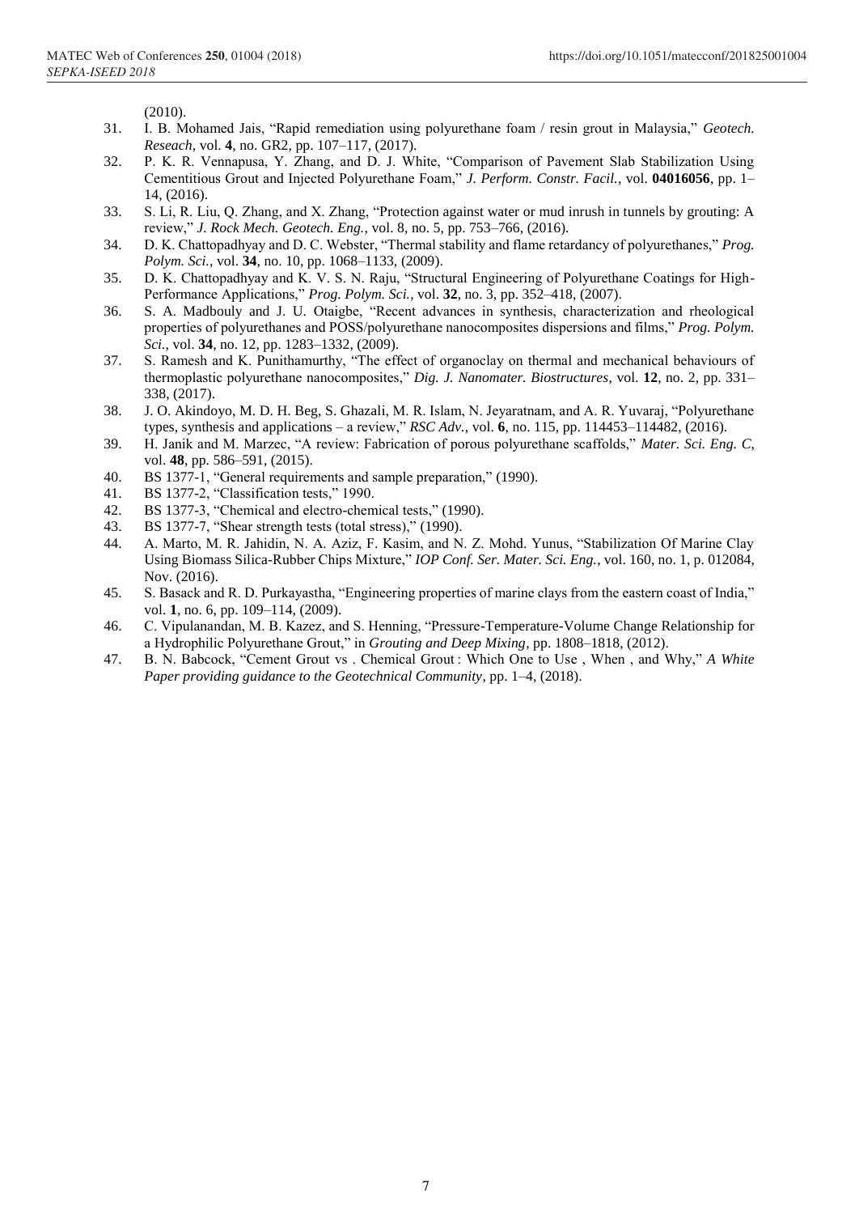(2010).

31. I. B. Mohamed Jais, "Rapid remediation using polyurethane foam / resin grout in Malaysia," *Geotech. Reseach*, vol. **4**, no. GR2, pp. 107–117, (2017).
32. P. K. R. Vennapusa, Y. Zhang, and D. J. White, "Comparison of Pavement Slab Stabilization Using Cementitious Grout and Injected Polyurethane Foam," *J. Perform. Constr. Facil.*, vol. **04016056**, pp. 1–14, (2016).
33. S. Li, R. Liu, Q. Zhang, and X. Zhang, "Protection against water or mud inrush in tunnels by grouting: A review," *J. Rock Mech. Geotech. Eng.*, vol. 8, no. 5, pp. 753–766, (2016).
34. D. K. Chattopadhyay and D. C. Webster, "Thermal stability and flame retardancy of polyurethanes," *Prog. Polym. Sci.*, vol. **34**, no. 10, pp. 1068–1133, (2009).
35. D. K. Chattopadhyay and K. V. S. N. Raju, "Structural Engineering of Polyurethane Coatings for High-Performance Applications," *Prog. Polym. Sci.*, vol. **32**, no. 3, pp. 352–418, (2007).
36. S. A. Madbouly and J. U. Otaigbe, "Recent advances in synthesis, characterization and rheological properties of polyurethanes and POSS/polyurethane nanocomposites dispersions and films," *Prog. Polym. Sci.*, vol. **34**, no. 12, pp. 1283–1332, (2009).
37. S. Ramesh and K. Punithamurthy, "The effect of organoclay on thermal and mechanical behaviours of thermoplastic polyurethane nanocomposites," *Dig. J. Nanomater. Biostructures*, vol. **12**, no. 2, pp. 331–338, (2017).
38. J. O. Akindoyo, M. D. H. Beg, S. Ghazali, M. R. Islam, N. Jeyaratnam, and A. R. Yuvaraj, "Polyurethane types, synthesis and applications – a review," *RSC Adv.*, vol. **6**, no. 115, pp. 114453–114482, (2016).
39. H. Janik and M. Marzec, "A review: Fabrication of porous polyurethane scaffolds," *Mater. Sci. Eng. C*, vol. **48**, pp. 586–591, (2015).
40. BS 1377-1, "General requirements and sample preparation," (1990).
41. BS 1377-2, "Classification tests," 1990.
42. BS 1377-3, "Chemical and electro-chemical tests," (1990).
43. BS 1377-7, "Shear strength tests (total stress)," (1990).
44. A. Marto, M. R. Jahidin, N. A. Aziz, F. Kasim, and N. Z. Mohd. Yunus, "Stabilization Of Marine Clay Using Biomass Silica-Rubber Chips Mixture," *IOP Conf. Ser. Mater. Sci. Eng.*, vol. 160, no. 1, p. 012084, Nov. (2016).
45. S. Basack and R. D. Purkayastha, "Engineering properties of marine clays from the eastern coast of India," vol. **1**, no. 6, pp. 109–114, (2009).
46. C. Vipulanandan, M. B. Kazez, and S. Henning, "Pressure-Temperature-Volume Change Relationship for a Hydrophilic Polyurethane Grout," in *Grouting and Deep Mixing*, pp. 1808–1818, (2012).
47. B. N. Babcock, "Cement Grout vs . Chemical Grout : Which One to Use , When , and Why," *A White Paper providing guidance to the Geotechnical Community*, pp. 1–4, (2018).